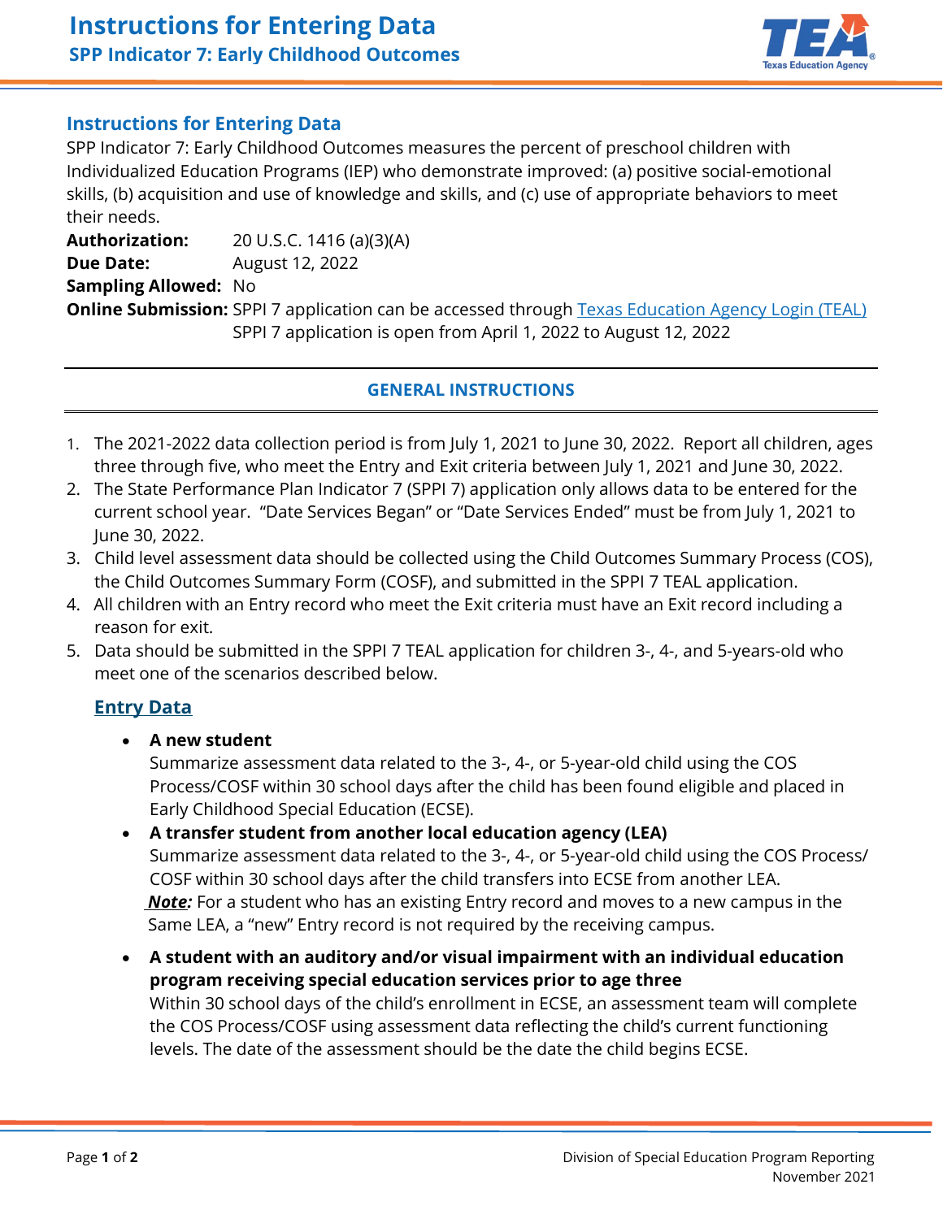# Instructions for Entering Data

## SPP Indicator 7: Early Childhood Outcomes

### Instructions for Entering Data

SPP Indicator 7: Early Childhood Outcomes measures the percent of preschool children with Individualized Education Programs (IEP) who demonstrate improved: (a) positive social-emotional skills, (b) acquisition and use of knowledge and skills, and (c) use of appropriate behaviors to meet their needs.

**Authorization:** 20 U.S.C. 1416 (a)(3)(A)
**Due Date:** August 12, 2022
**Sampling Allowed:** No
**Online Submission:** SPPI 7 application can be accessed through [Texas Education Agency Login (TEAL)]
SPPI 7 application is open from April 1, 2022 to August 12, 2022

---

### GENERAL INSTRUCTIONS

---

1. The 2021-2022 data collection period is from July 1, 2021 to June 30, 2022. Report all children, ages three through five, who meet the Entry and Exit criteria between July 1, 2021 and June 30, 2022.
2. The State Performance Plan Indicator 7 (SPPI 7) application only allows data to be entered for the current school year. "Date Services Began" or "Date Services Ended" must be from July 1, 2021 to June 30, 2022.
3. Child level assessment data should be collected using the Child Outcomes Summary Process (COS), the Child Outcomes Summary Form (COSF), and submitted in the SPPI 7 TEAL application.
4. All children with an Entry record who meet the Exit criteria must have an Exit record including a reason for exit.
5. Data should be submitted in the SPPI 7 TEAL application for children 3-, 4-, and 5-years-old who meet one of the scenarios described below.

#### Entry Data

- **A new student**
  Summarize assessment data related to the 3-, 4-, or 5-year-old child using the COS Process/COSF within 30 school days after the child has been found eligible and placed in Early Childhood Special Education (ECSE).
- **A transfer student from another local education agency (LEA)**
  Summarize assessment data related to the 3-, 4-, or 5-year-old child using the COS Process/ COSF within 30 school days after the child transfers into ECSE from another LEA.
  ***Note:*** For a student who has an existing Entry record and moves to a new campus in the Same LEA, a "new" Entry record is not required by the receiving campus.
- **A student with an auditory and/or visual impairment with an individual education program receiving special education services prior to age three**
  Within 30 school days of the child's enrollment in ECSE, an assessment team will complete the COS Process/COSF using assessment data reflecting the child's current functioning levels. The date of the assessment should be the date the child begins ECSE.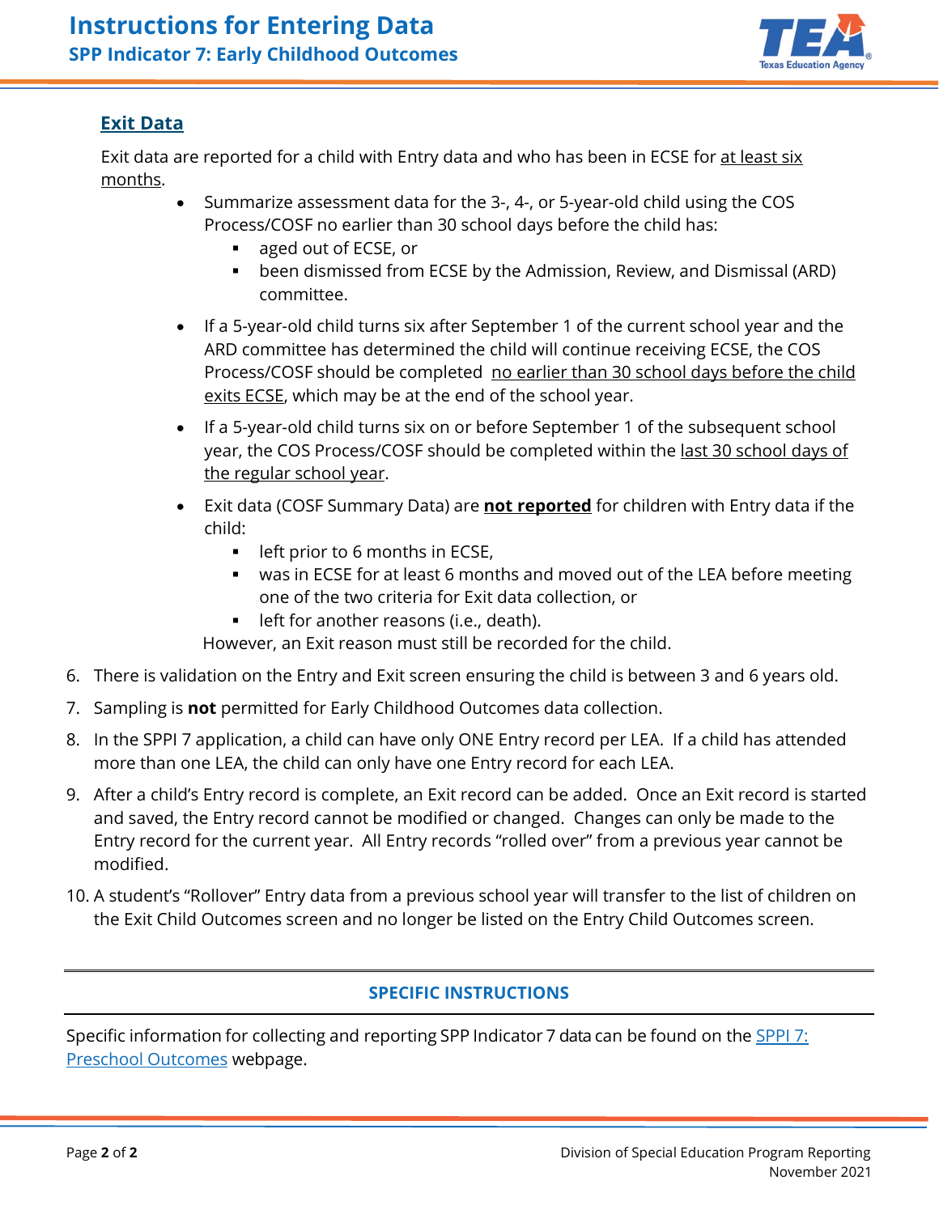## Exit Data

Exit data are reported for a child with Entry data and who has been in ECSE for at least six months.

- Summarize assessment data for the 3-, 4-, or 5-year-old child using the COS Process/COSF no earlier than 30 school days before the child has:
  - aged out of ECSE, or
  - been dismissed from ECSE by the Admission, Review, and Dismissal (ARD) committee.
- If a 5-year-old child turns six after September 1 of the current school year and the ARD committee has determined the child will continue receiving ECSE, the COS Process/COSF should be completed no earlier than 30 school days before the child exits ECSE, which may be at the end of the school year.
- If a 5-year-old child turns six on or before September 1 of the subsequent school year, the COS Process/COSF should be completed within the last 30 school days of the regular school year.
- Exit data (COSF Summary Data) are **not reported** for children with Entry data if the child:
  - left prior to 6 months in ECSE,
  - was in ECSE for at least 6 months and moved out of the LEA before meeting one of the two criteria for Exit data collection, or
  - left for another reasons (i.e., death).

  However, an Exit reason must still be recorded for the child.

6. There is validation on the Entry and Exit screen ensuring the child is between 3 and 6 years old.
7. Sampling is **not** permitted for Early Childhood Outcomes data collection.
8. In the SPPI 7 application, a child can have only ONE Entry record per LEA. If a child has attended more than one LEA, the child can only have one Entry record for each LEA.
9. After a child's Entry record is complete, an Exit record can be added. Once an Exit record is started and saved, the Entry record cannot be modified or changed. Changes can only be made to the Entry record for the current year. All Entry records "rolled over" from a previous year cannot be modified.
10. A student's "Rollover" Entry data from a previous school year will transfer to the list of children on the Exit Child Outcomes screen and no longer be listed on the Entry Child Outcomes screen.

---

### SPECIFIC INSTRUCTIONS

Specific information for collecting and reporting SPP Indicator 7 data can be found on the SPPI 7: Preschool Outcomes webpage.